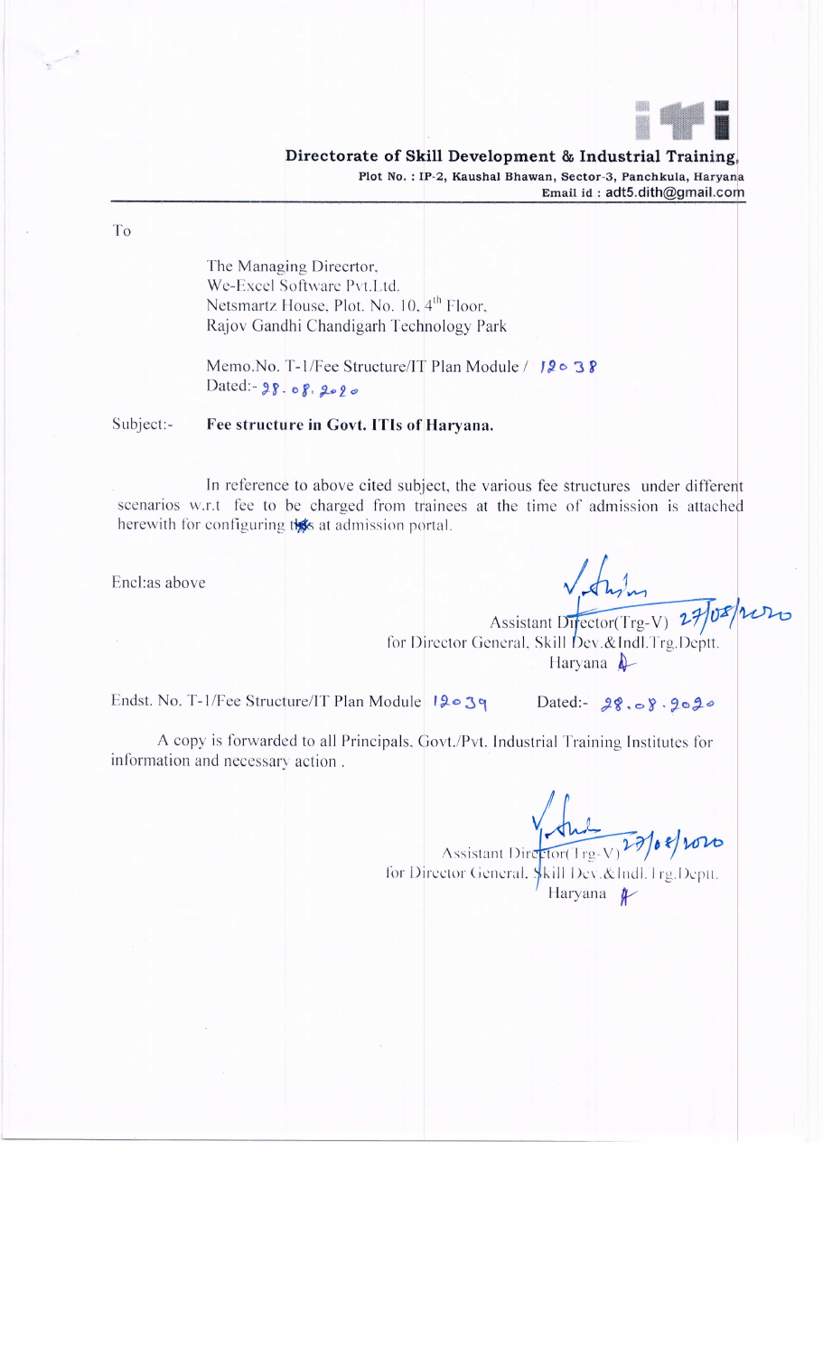**Directorate of Skill Development & Industrial Training,**
Plot No. : IP-2, Kaushal Bhawan, Sector-3, Panchkula, Haryana
Email id : adt5.dith@gmail.com

To

The Managing Direcrtor,
We-Excel Software Pvt.Ltd.
Netsmartz House, Plot. No. 10, 4th Floor,
Rajov Gandhi Chandigarh Technology Park

Memo.No. T-1/Fee Structure/IT Plan Module / 12038
Dated:- 28.08.2020

Subject:- **Fee structure in Govt. ITIs of Haryana.**

In reference to above cited subject, the various fee structures under different scenarios w.r.t fee to be charged from trainees at the time of admission is attached herewith for configuring this at admission portal.

Encl:as above

Assistant Director(Trg-V) 27/08/2020
for Director General, Skill Dev.&Indl.Trg.Deptt.
Haryana

Endst. No. T-1/Fee Structure/IT Plan Module 12039 Dated:- 28.08.2020

A copy is forwarded to all Principals, Govt./Pvt. Industrial Training Institutes for information and necessary action .

Assistant Director(Trg-V) 27/08/2020
for Director General, Skill Dev.&Indl.Trg.Deptt.
Haryana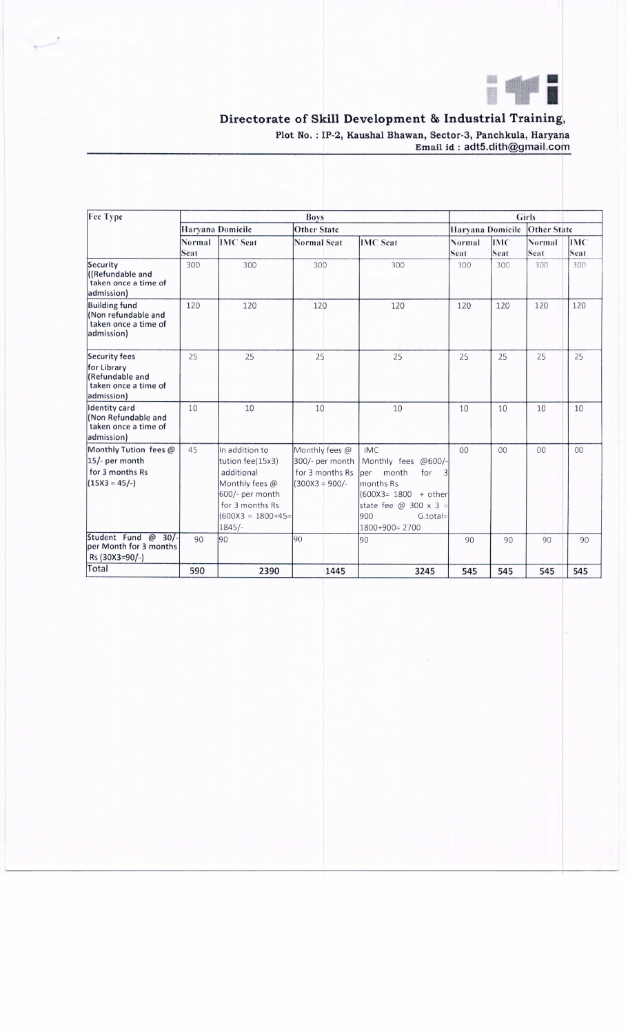**Directorate of Skill Development & Industrial Training,**

Plot No. : IP-2, Kaushal Bhawan, Sector-3, Panchkula, Haryana
Email id : adt5.dith@gmail.com

| Fee Type | Boys | | | | Girls | | | |
|---|---|---|---|---|---|---|---|---|
| | Haryana Domicile | | Other State | | Haryana Domicile | | Other State | |
| | Normal Seat | IMC Seat | Normal Seat | IMC Seat | Normal Seat | IMC Seat | Normal Seat | IMC Seat |
| Security ((Refundable and taken once a time of admission) | 300 | 300 | 300 | 300 | 300 | 300 | 300 | 300 |
| Building fund (Non refundable and taken once a time of admission) | 120 | 120 | 120 | 120 | 120 | 120 | 120 | 120 |
| Security fees for Library (Refundable and taken once a time of admission) | 25 | 25 | 25 | 25 | 25 | 25 | 25 | 25 |
| Identity card (Non Refundable and taken once a time of admission) | 10 | 10 | 10 | 10 | 10 | 10 | 10 | 10 |
| Monthly Tution fees @ 15/- per month for 3 months Rs (15X3 = 45/-) | 45 | In addition to tution fee(15x3) additional Monthly fees @ 600/- per month for 3 months Rs (600X3 = 1800+45= 1845/- | Monthly fees @ 300/- per month for 3 months Rs (300X3 = 900/- | IMC Monthly fees @600/- per month for 3 months Rs (600X3= 1800 + other state fee @ 300 x 3 = 900 G.total= 1800+900= 2700 | 00 | 00 | 00 | 00 |
| Student Fund @ 30/- per Month for 3 months Rs (30X3=90/-) | 90 | 90 | 90 | 90 | 90 | 90 | 90 | 90 |
| Total | 590 | 2390 | 1445 | 3245 | 545 | 545 | 545 | 545 |